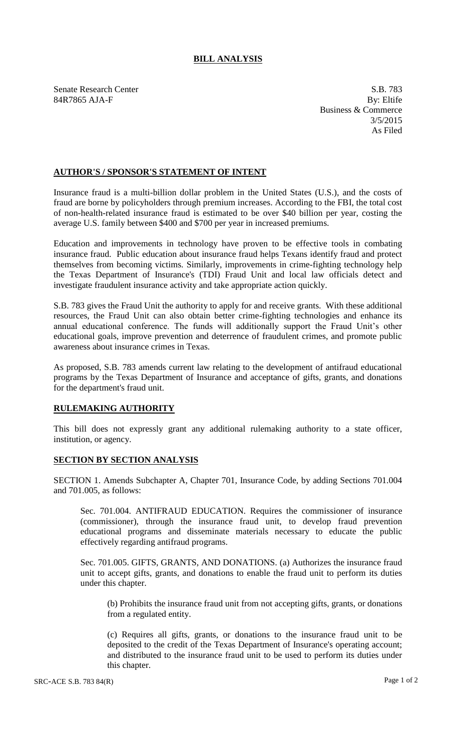# BILL ANALYSIS

Senate Research Center
84R7865 AJA-F

S.B. 783
By: Eltife
Business & Commerce
3/5/2015
As Filed

## AUTHOR'S / SPONSOR'S STATEMENT OF INTENT

Insurance fraud is a multi-billion dollar problem in the United States (U.S.), and the costs of fraud are borne by policyholders through premium increases. According to the FBI, the total cost of non-health-related insurance fraud is estimated to be over $40 billion per year, costing the average U.S. family between $400 and $700 per year in increased premiums.

Education and improvements in technology have proven to be effective tools in combating insurance fraud. Public education about insurance fraud helps Texans identify fraud and protect themselves from becoming victims. Similarly, improvements in crime-fighting technology help the Texas Department of Insurance's (TDI) Fraud Unit and local law officials detect and investigate fraudulent insurance activity and take appropriate action quickly.

S.B. 783 gives the Fraud Unit the authority to apply for and receive grants. With these additional resources, the Fraud Unit can also obtain better crime-fighting technologies and enhance its annual educational conference. The funds will additionally support the Fraud Unit's other educational goals, improve prevention and deterrence of fraudulent crimes, and promote public awareness about insurance crimes in Texas.

As proposed, S.B. 783 amends current law relating to the development of antifraud educational programs by the Texas Department of Insurance and acceptance of gifts, grants, and donations for the department's fraud unit.

## RULEMAKING AUTHORITY

This bill does not expressly grant any additional rulemaking authority to a state officer, institution, or agency.

## SECTION BY SECTION ANALYSIS

SECTION 1. Amends Subchapter A, Chapter 701, Insurance Code, by adding Sections 701.004 and 701.005, as follows:

Sec. 701.004. ANTIFRAUD EDUCATION. Requires the commissioner of insurance (commissioner), through the insurance fraud unit, to develop fraud prevention educational programs and disseminate materials necessary to educate the public effectively regarding antifraud programs.

Sec. 701.005. GIFTS, GRANTS, AND DONATIONS. (a) Authorizes the insurance fraud unit to accept gifts, grants, and donations to enable the fraud unit to perform its duties under this chapter.

(b) Prohibits the insurance fraud unit from not accepting gifts, grants, or donations from a regulated entity.

(c) Requires all gifts, grants, or donations to the insurance fraud unit to be deposited to the credit of the Texas Department of Insurance's operating account; and distributed to the insurance fraud unit to be used to perform its duties under this chapter.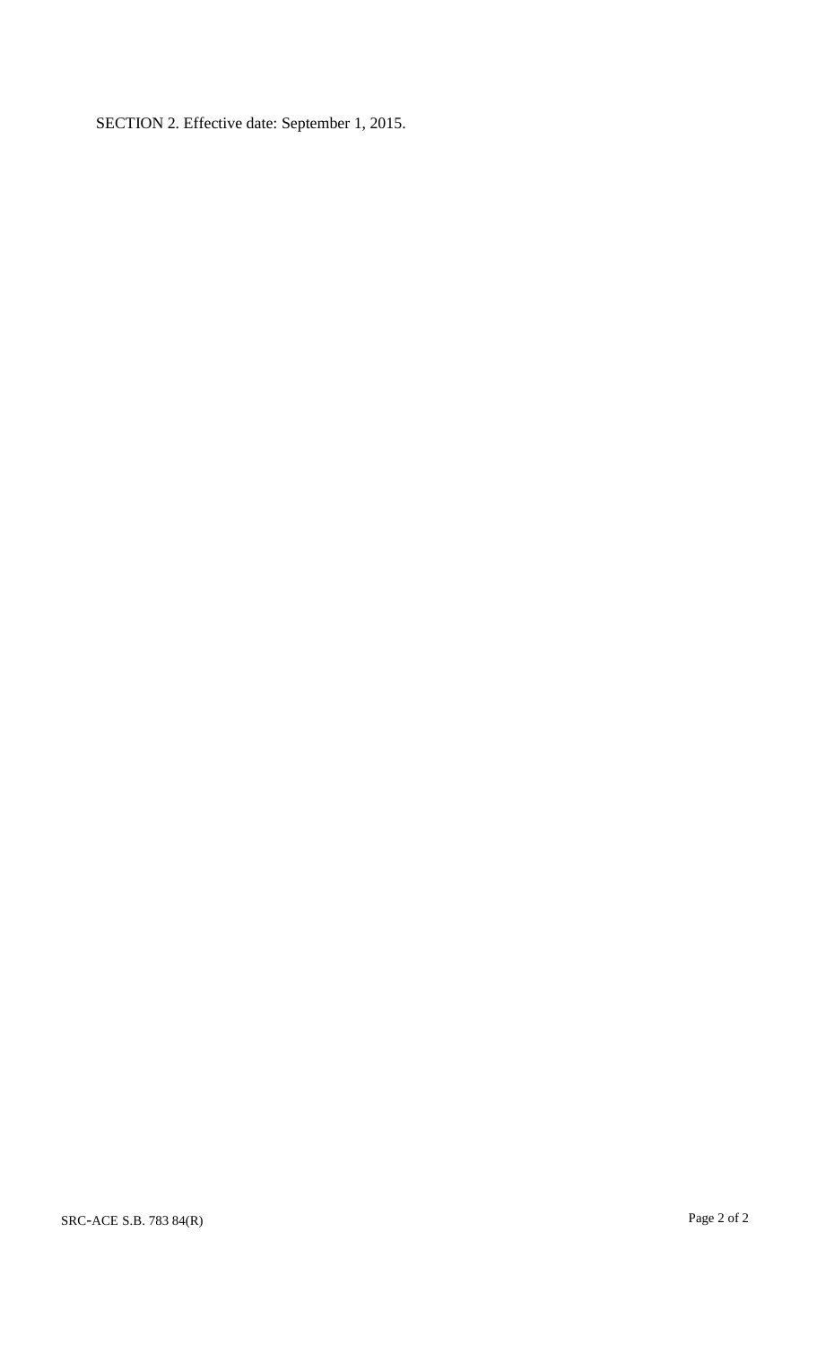SECTION 2. Effective date: September 1, 2015.